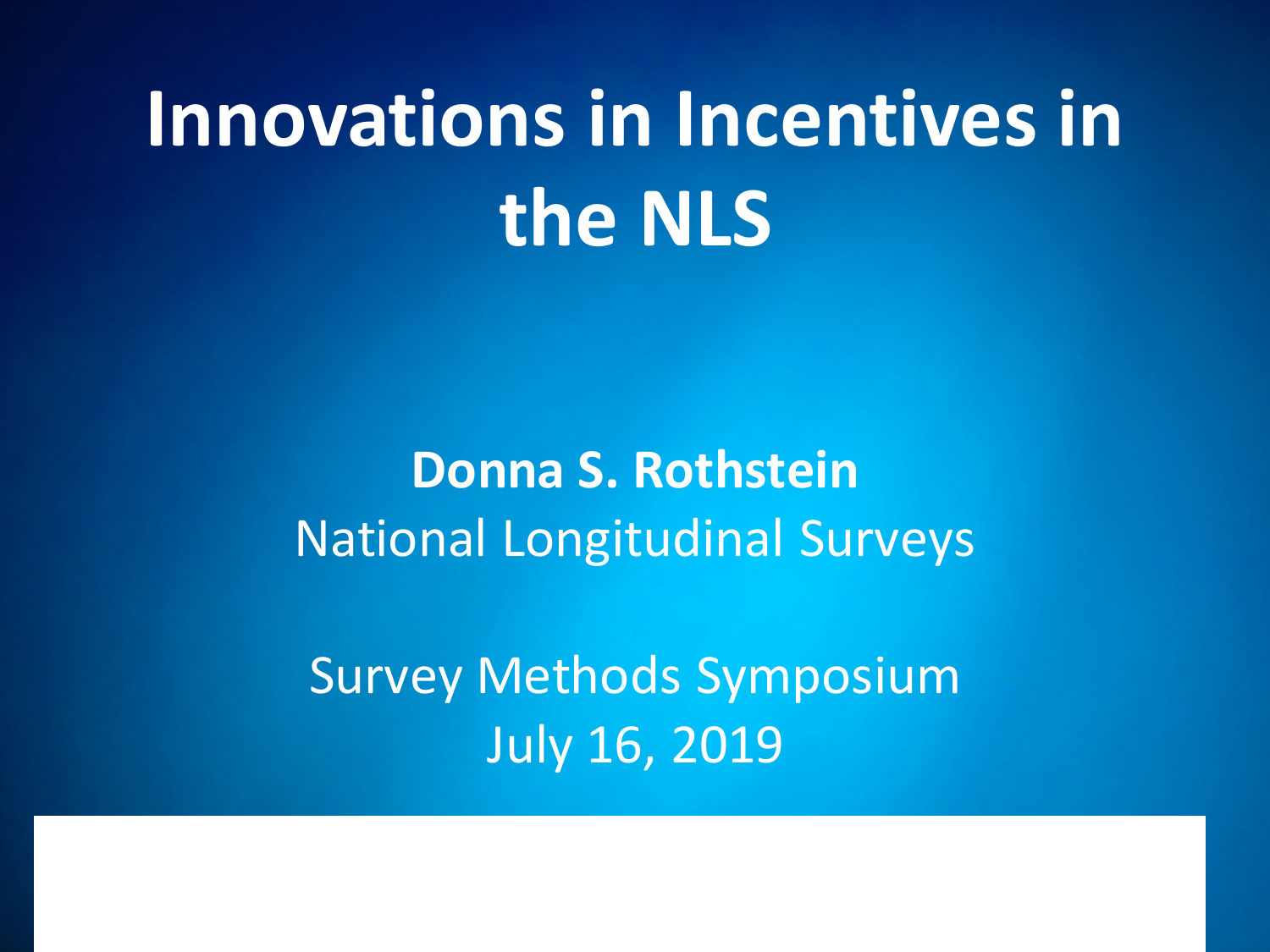# Innovations in Incentives in the NLS

**Donna S. Rothstein**
National Longitudinal Surveys

Survey Methods Symposium
July 16, 2019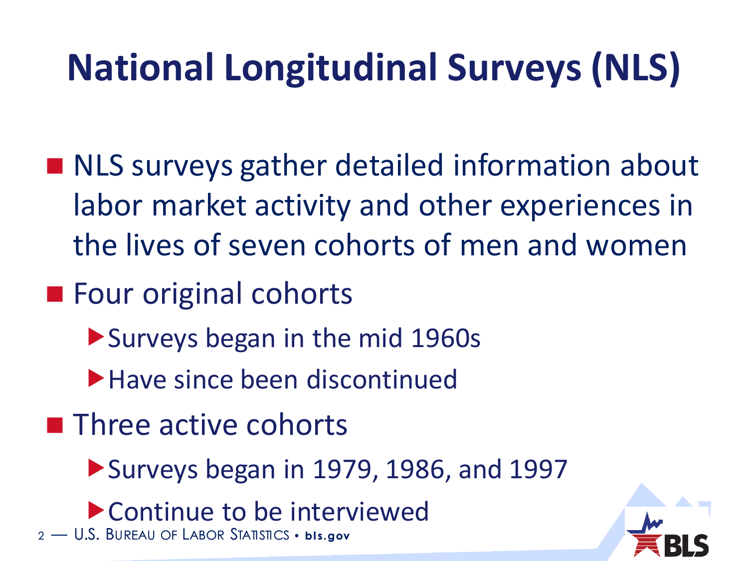# National Longitudinal Surveys (NLS)

- NLS surveys gather detailed information about labor market activity and other experiences in the lives of seven cohorts of men and women
- Four original cohorts
  - Surveys began in the mid 1960s
  - Have since been discontinued
- Three active cohorts
  - Surveys began in 1979, 1986, and 1997
  - Continue to be interviewed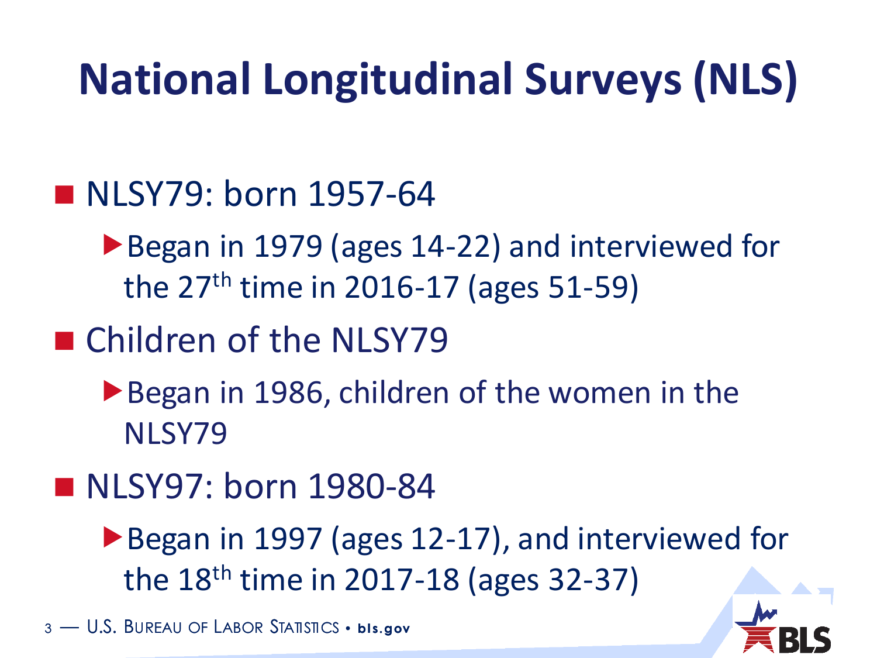# National Longitudinal Surveys (NLS)

- NLSY79: born 1957-64
  - Began in 1979 (ages 14-22) and interviewed for the 27th time in 2016-17 (ages 51-59)
- Children of the NLSY79
  - Began in 1986, children of the women in the NLSY79
- NLSY97: born 1980-84
  - Began in 1997 (ages 12-17), and interviewed for the 18th time in 2017-18 (ages 32-37)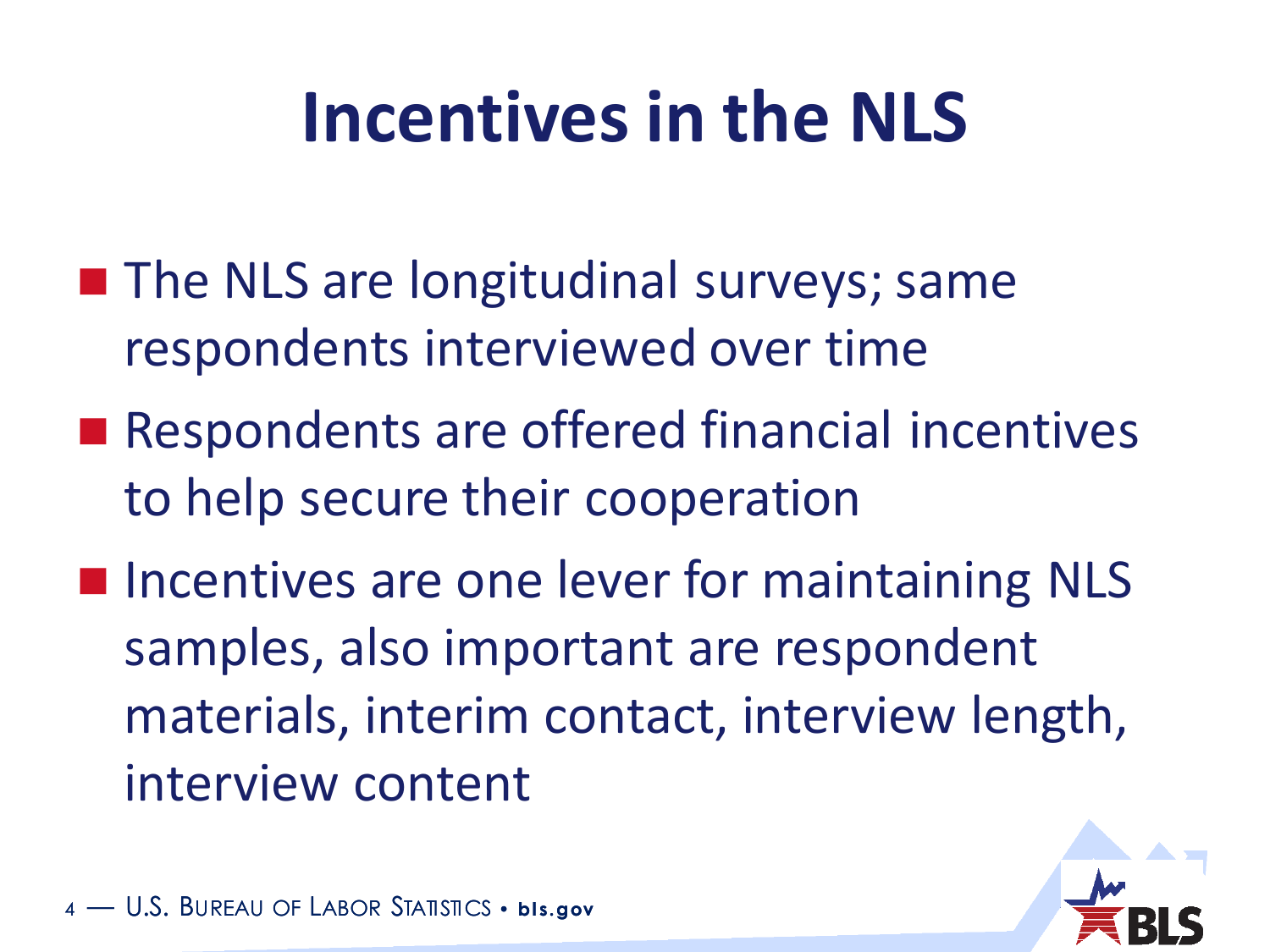# Incentives in the NLS

- The NLS are longitudinal surveys; same respondents interviewed over time
- Respondents are offered financial incentives to help secure their cooperation
- Incentives are one lever for maintaining NLS samples, also important are respondent materials, interim contact, interview length, interview content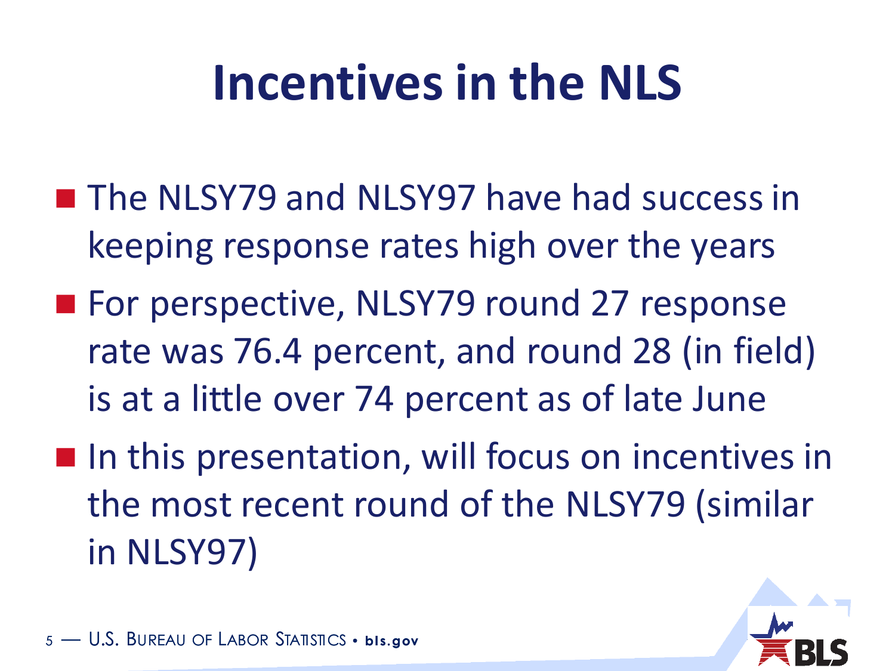# Incentives in the NLS

- The NLSY79 and NLSY97 have had success in keeping response rates high over the years
- For perspective, NLSY79 round 27 response rate was 76.4 percent, and round 28 (in field) is at a little over 74 percent as of late June
- In this presentation, will focus on incentives in the most recent round of the NLSY79 (similar in NLSY97)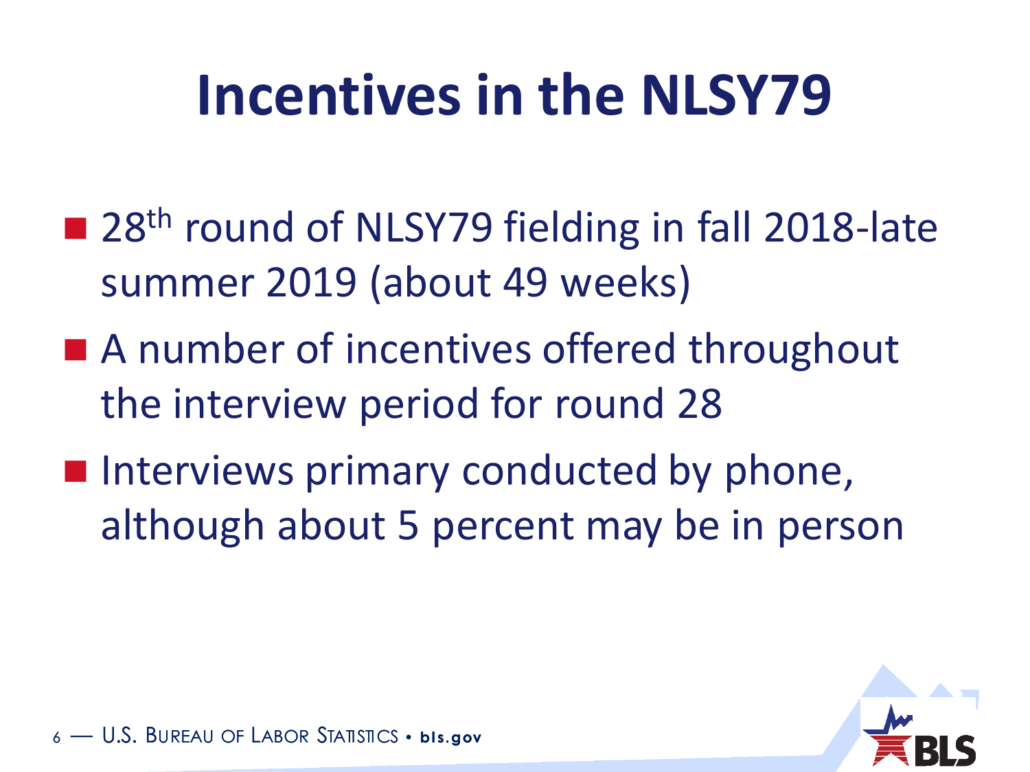# Incentives in the NLSY79

- 28th round of NLSY79 fielding in fall 2018-late summer 2019 (about 49 weeks)
- A number of incentives offered throughout the interview period for round 28
- Interviews primary conducted by phone, although about 5 percent may be in person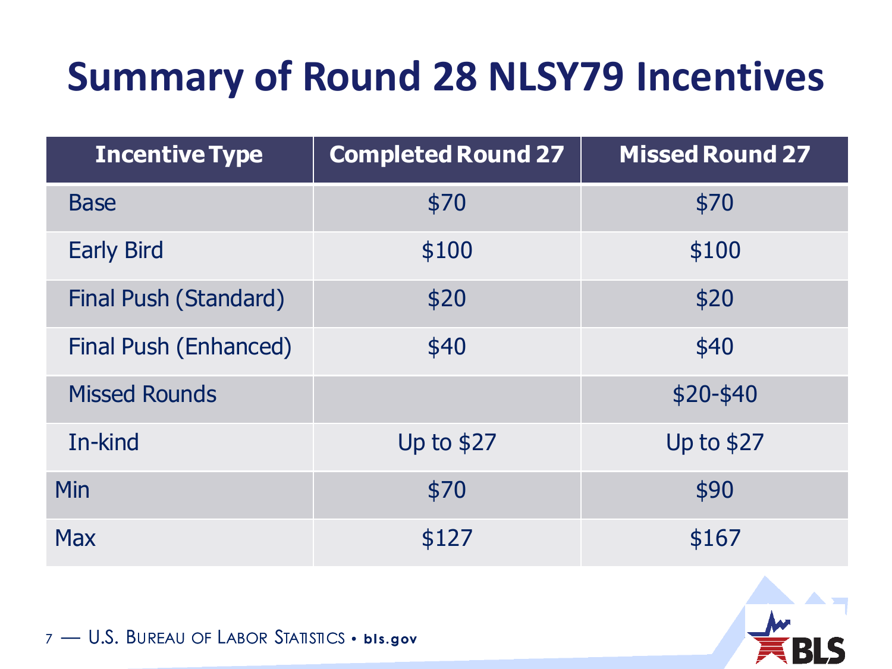# Summary of Round 28 NLSY79 Incentives

| Incentive Type | Completed Round 27 | Missed Round 27 |
|---|---|---|
| Base | $70 | $70 |
| Early Bird | $100 | $100 |
| Final Push (Standard) | $20 | $20 |
| Final Push (Enhanced) | $40 | $40 |
| Missed Rounds | | $20-$40 |
| In-kind | Up to $27 | Up to $27 |
| Min | $70 | $90 |
| Max | $127 | $167 |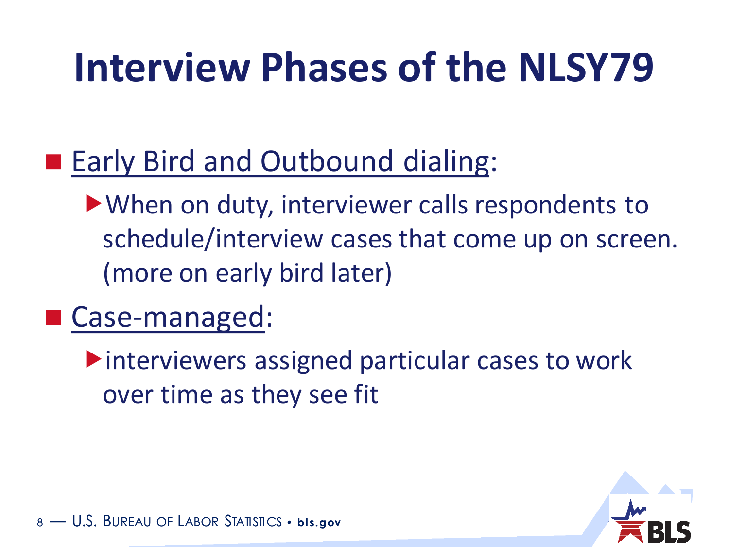# Interview Phases of the NLSY79

- <u>Early Bird and Outbound dialing</u>:
  - When on duty, interviewer calls respondents to schedule/interview cases that come up on screen. (more on early bird later)
- <u>Case-managed</u>:
  - interviewers assigned particular cases to work over time as they see fit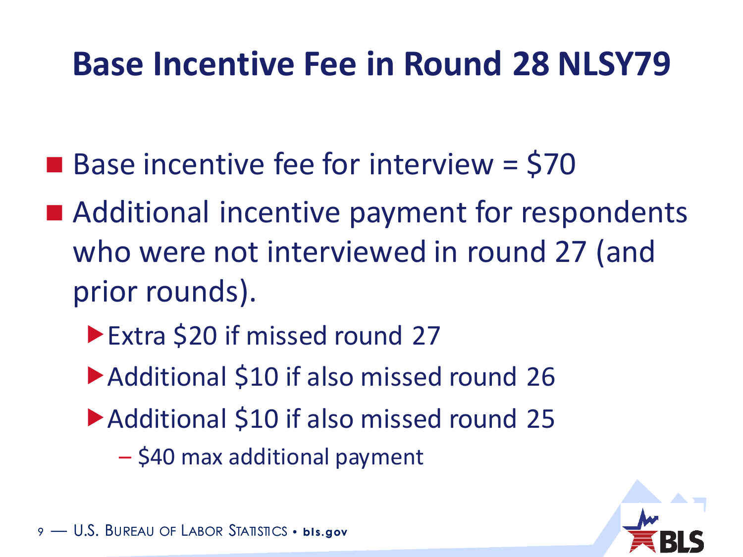# Base Incentive Fee in Round 28 NLSY79

- Base incentive fee for interview = $70
- Additional incentive payment for respondents who were not interviewed in round 27 (and prior rounds).
  - Extra $20 if missed round 27
  - Additional $10 if also missed round 26
  - Additional $10 if also missed round 25
    - $40 max additional payment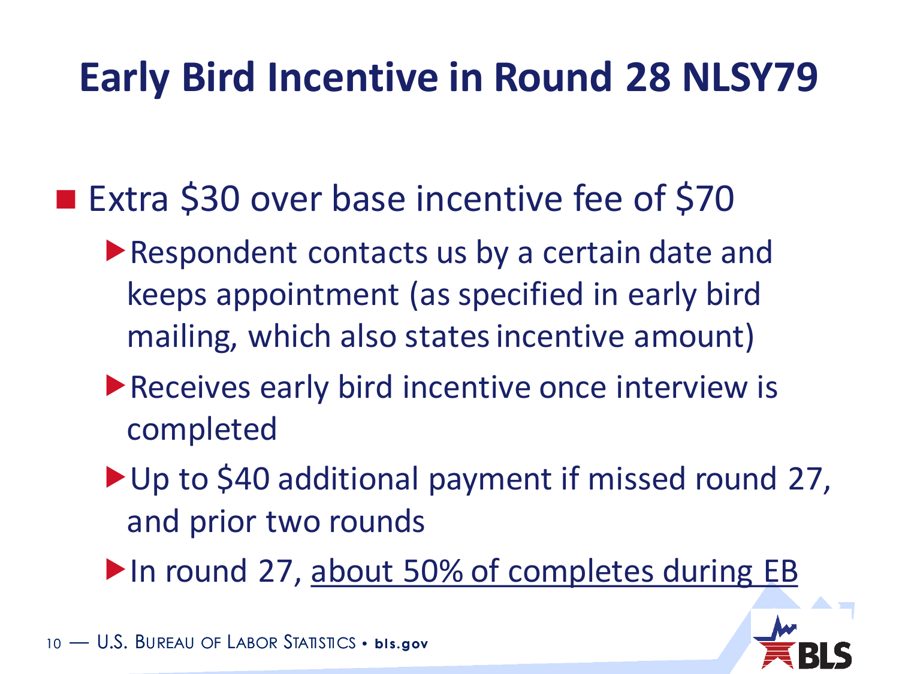# Early Bird Incentive in Round 28 NLSY79

- Extra $30 over base incentive fee of $70
  - Respondent contacts us by a certain date and keeps appointment (as specified in early bird mailing, which also states incentive amount)
  - Receives early bird incentive once interview is completed
  - Up to $40 additional payment if missed round 27, and prior two rounds
  - In round 27, <u>about 50% of completes during EB</u>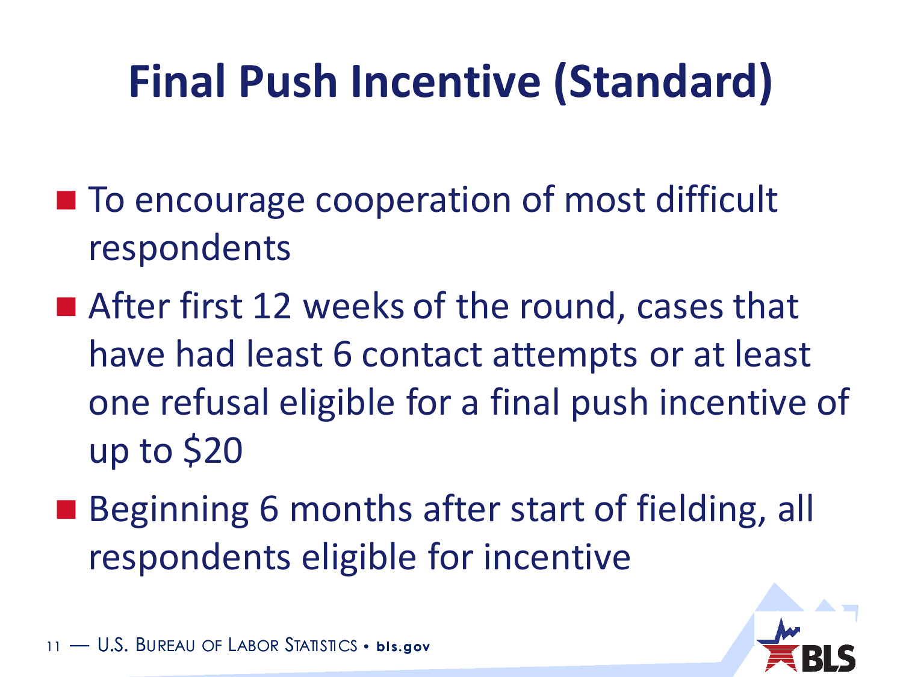# Final Push Incentive (Standard)

- To encourage cooperation of most difficult respondents
- After first 12 weeks of the round, cases that have had least 6 contact attempts or at least one refusal eligible for a final push incentive of up to $20
- Beginning 6 months after start of fielding, all respondents eligible for incentive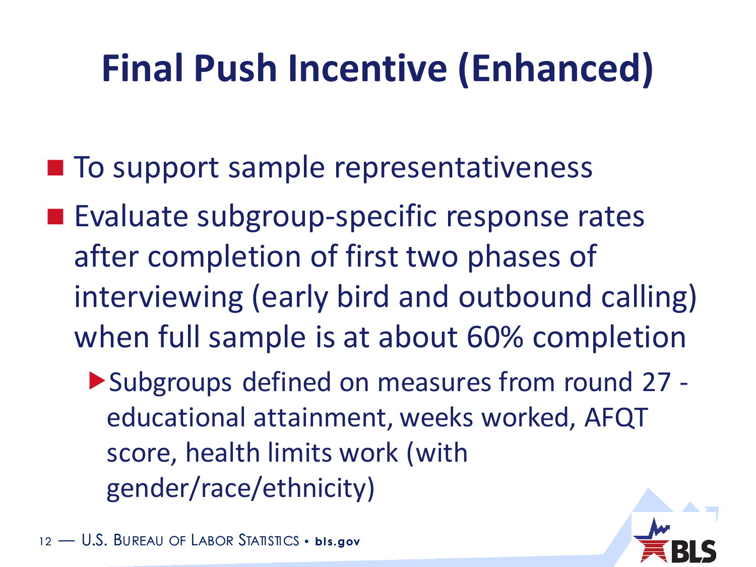# Final Push Incentive (Enhanced)

- To support sample representativeness
- Evaluate subgroup-specific response rates after completion of first two phases of interviewing (early bird and outbound calling) when full sample is at about 60% completion
  - Subgroups defined on measures from round 27 - educational attainment, weeks worked, AFQT score, health limits work (with gender/race/ethnicity)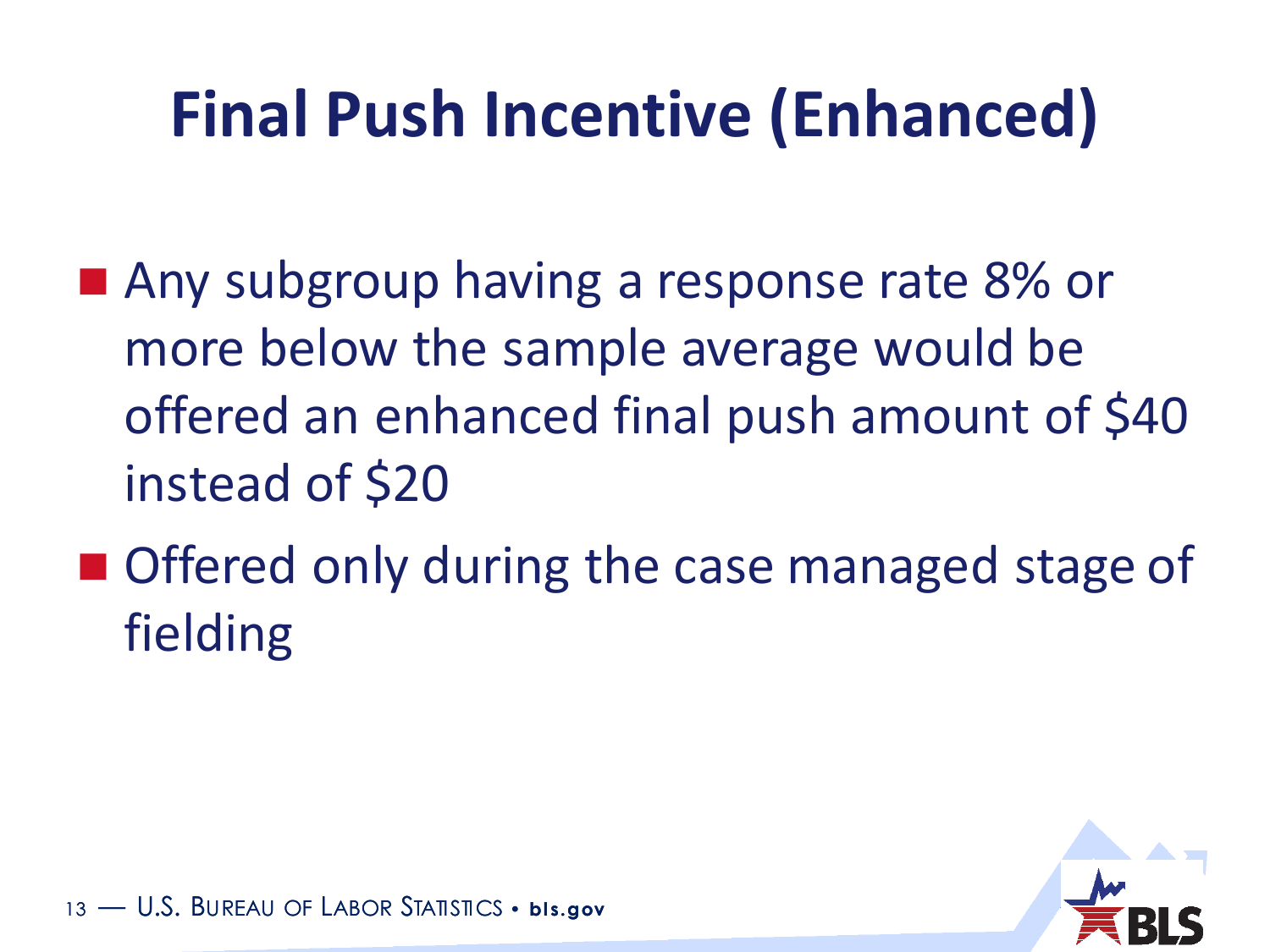# Final Push Incentive (Enhanced)

- Any subgroup having a response rate 8% or more below the sample average would be offered an enhanced final push amount of $40 instead of $20
- Offered only during the case managed stage of fielding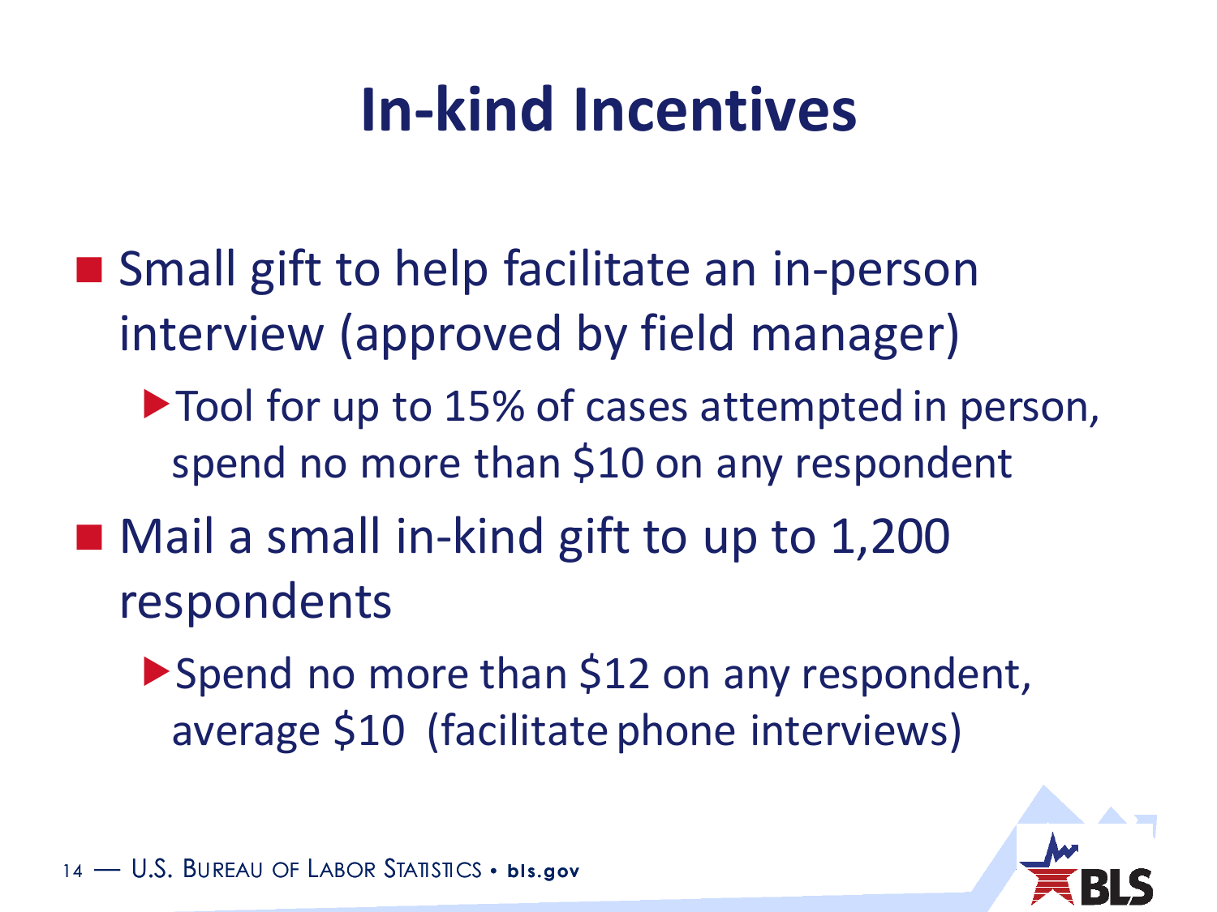# In-kind Incentives

- Small gift to help facilitate an in-person interview (approved by field manager)
  - Tool for up to 15% of cases attempted in person, spend no more than $10 on any respondent
- Mail a small in-kind gift to up to 1,200 respondents
  - Spend no more than $12 on any respondent, average $10 (facilitate phone interviews)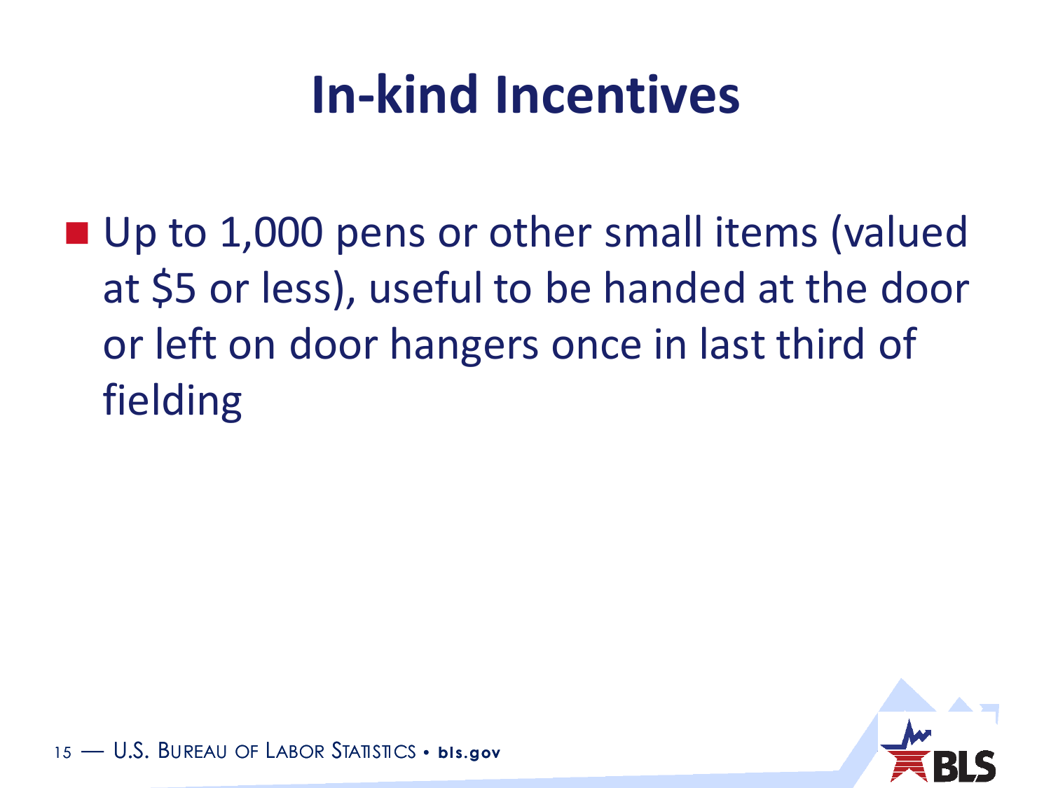# In-kind Incentives

- Up to 1,000 pens or other small items (valued at $5 or less), useful to be handed at the door or left on door hangers once in last third of fielding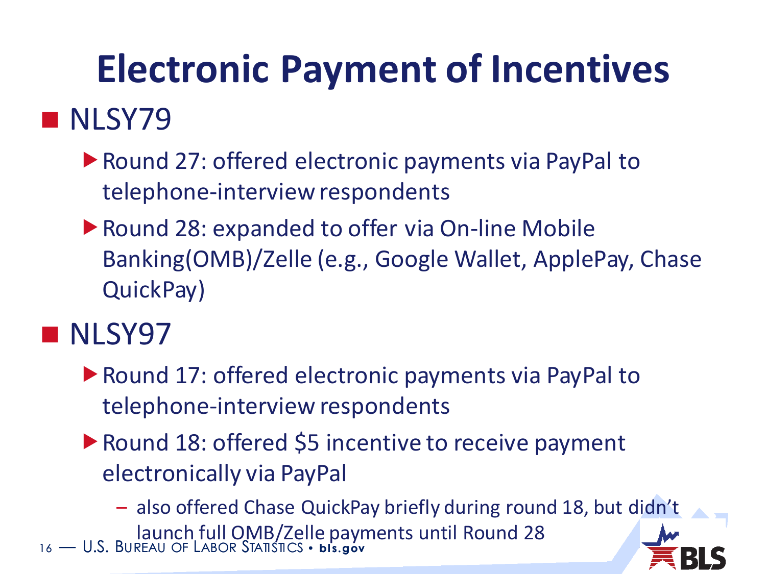# Electronic Payment of Incentives

- NLSY79
  - Round 27: offered electronic payments via PayPal to telephone-interview respondents
  - Round 28: expanded to offer via On-line Mobile Banking(OMB)/Zelle (e.g., Google Wallet, ApplePay, Chase QuickPay)
- NLSY97
  - Round 17: offered electronic payments via PayPal to telephone-interview respondents
  - Round 18: offered $5 incentive to receive payment electronically via PayPal
    - also offered Chase QuickPay briefly during round 18, but didn't launch full OMB/Zelle payments until Round 28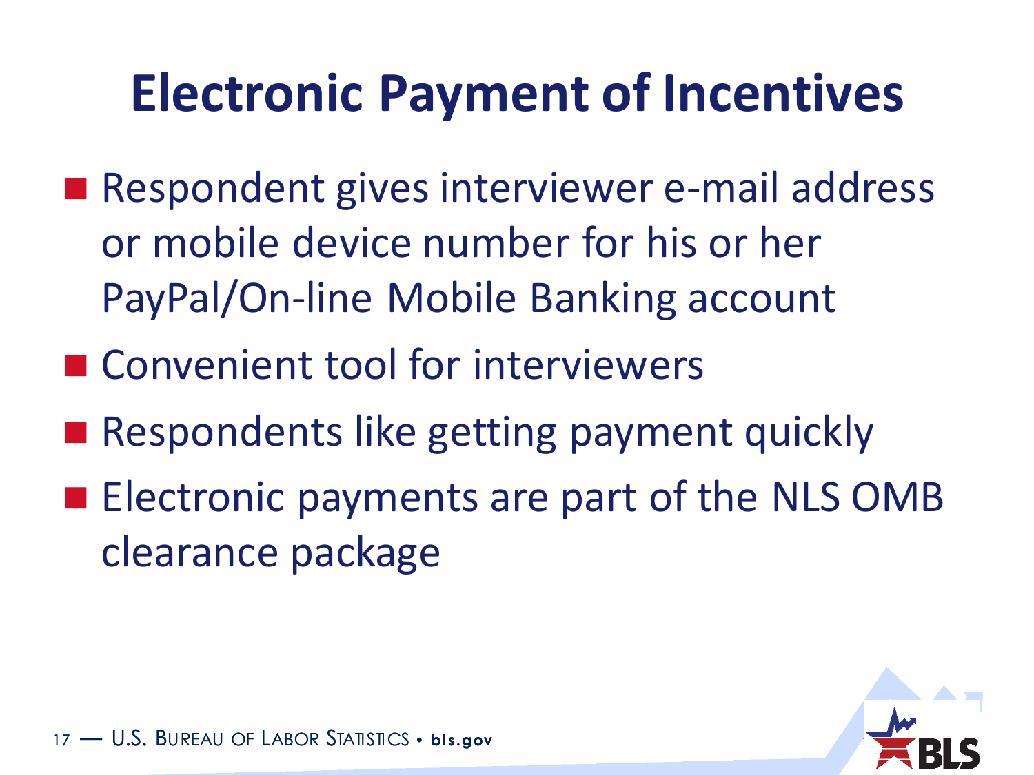# Electronic Payment of Incentives

- Respondent gives interviewer e-mail address or mobile device number for his or her PayPal/On-line Mobile Banking account
- Convenient tool for interviewers
- Respondents like getting payment quickly
- Electronic payments are part of the NLS OMB clearance package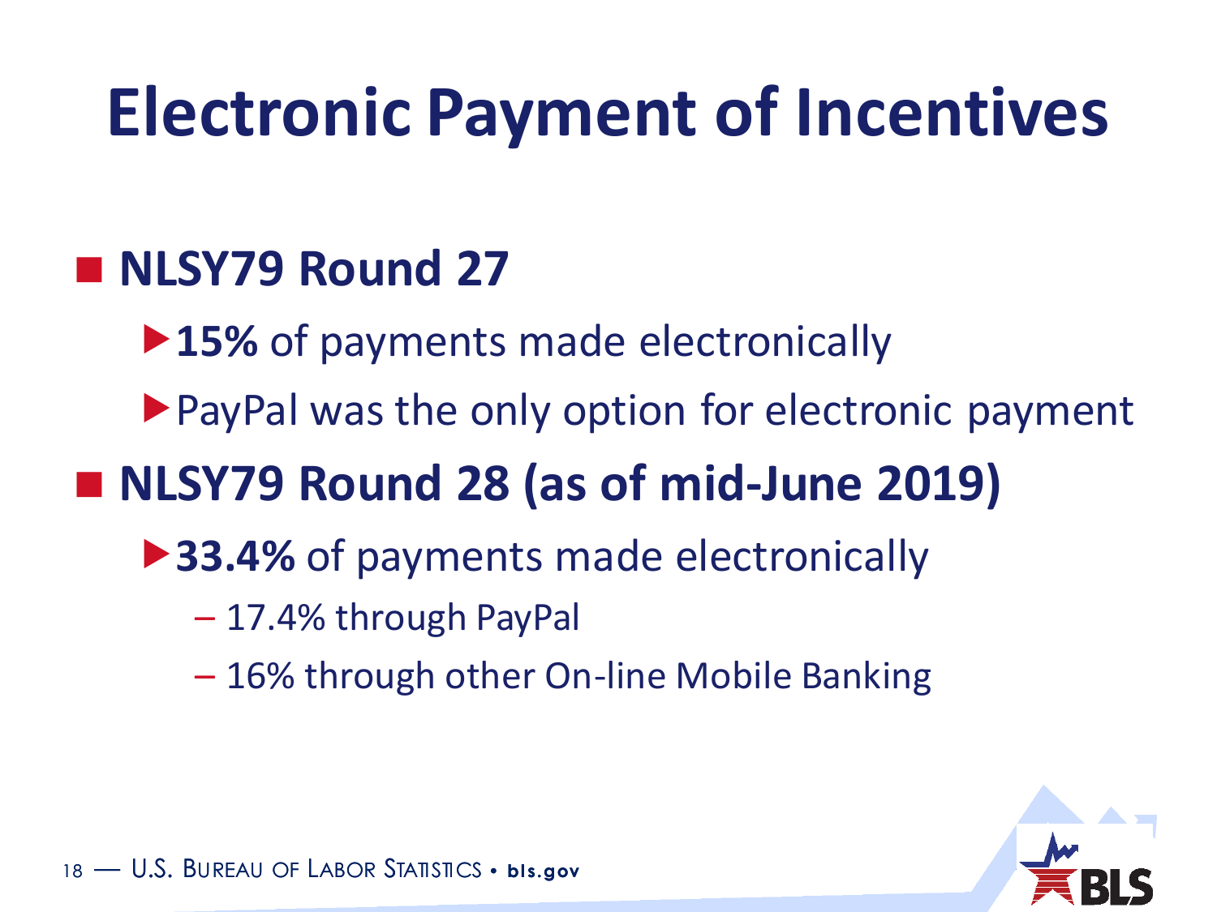# Electronic Payment of Incentives

- **NLSY79 Round 27**
  - **15%** of payments made electronically
  - PayPal was the only option for electronic payment
- **NLSY79 Round 28 (as of mid-June 2019)**
  - **33.4%** of payments made electronically
    - 17.4% through PayPal
    - 16% through other On-line Mobile Banking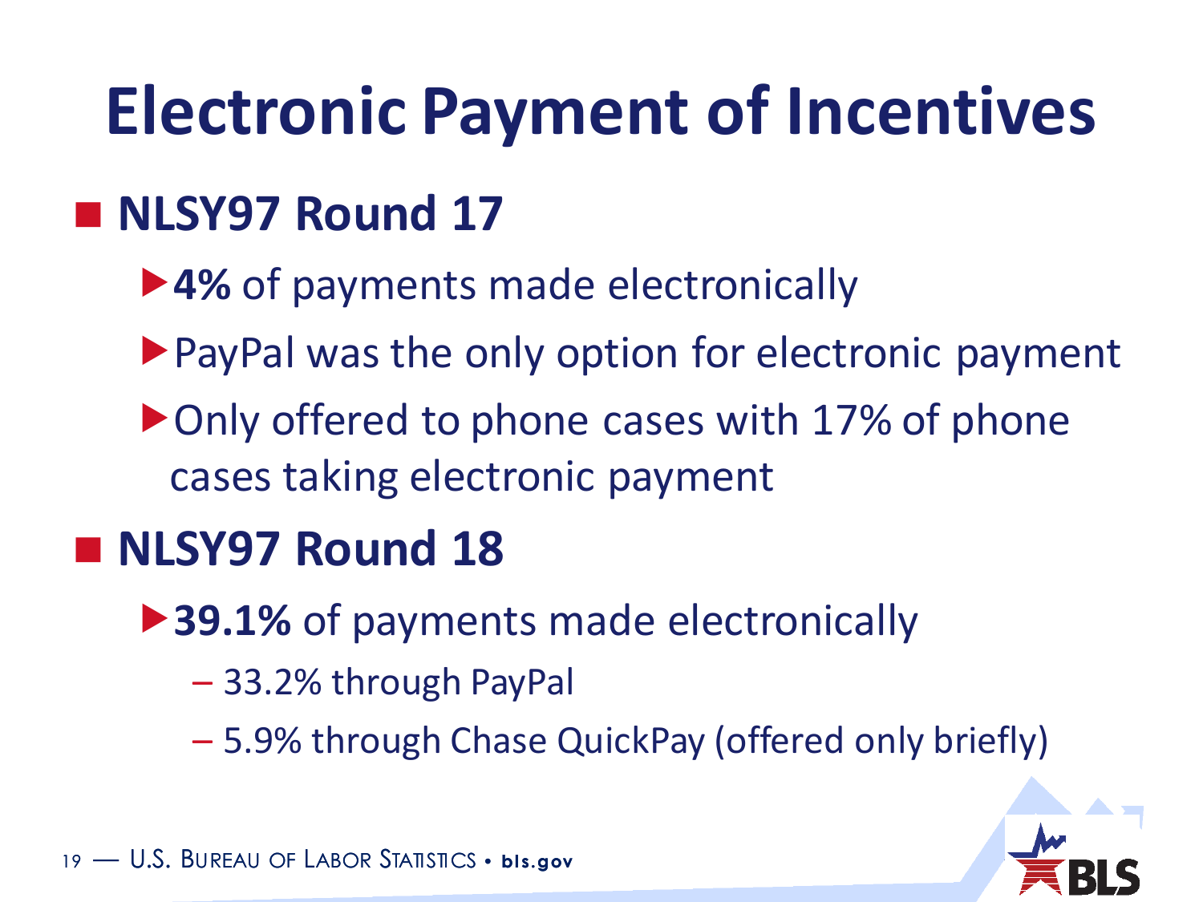# Electronic Payment of Incentives

- **NLSY97 Round 17**
  - **4%** of payments made electronically
  - PayPal was the only option for electronic payment
  - Only offered to phone cases with 17% of phone cases taking electronic payment
- **NLSY97 Round 18**
  - **39.1%** of payments made electronically
    - 33.2% through PayPal
    - 5.9% through Chase QuickPay (offered only briefly)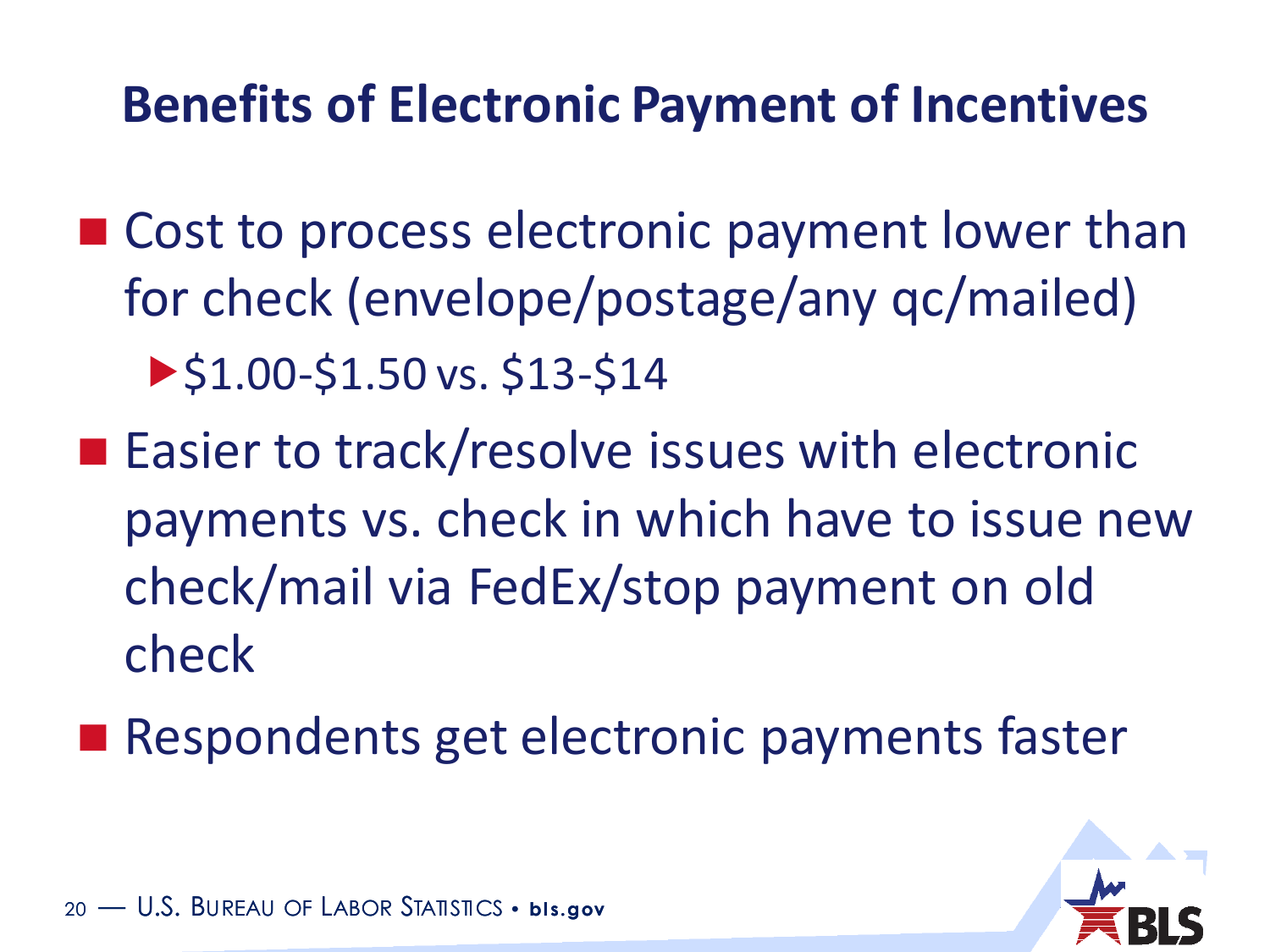# Benefits of Electronic Payment of Incentives

- Cost to process electronic payment lower than for check (envelope/postage/any qc/mailed)
  - $1.00-$1.50 vs. $13-$14
- Easier to track/resolve issues with electronic payments vs. check in which have to issue new check/mail via FedEx/stop payment on old check
- Respondents get electronic payments faster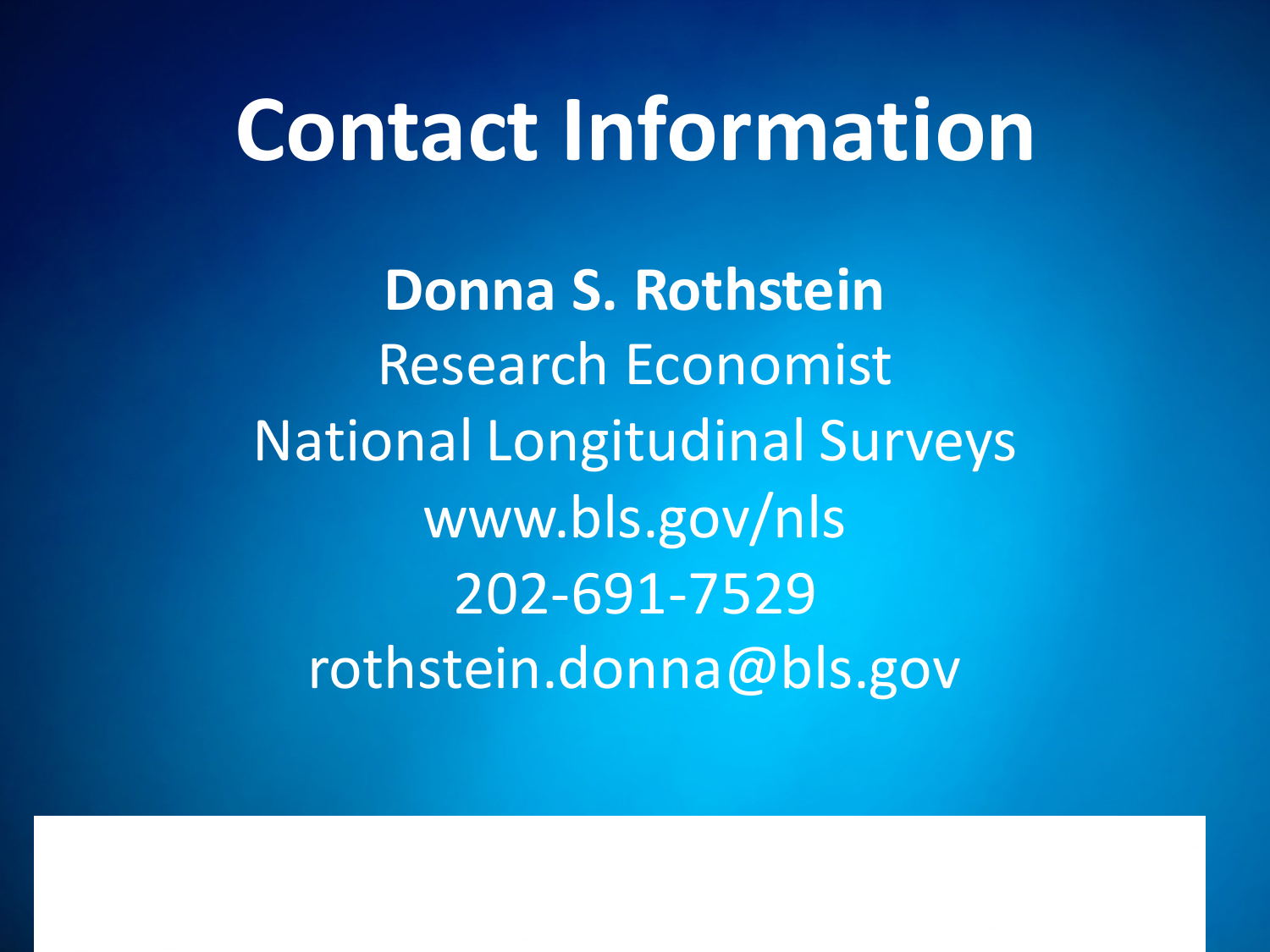# Contact Information

**Donna S. Rothstein**
Research Economist
National Longitudinal Surveys
www.bls.gov/nls
202-691-7529
rothstein.donna@bls.gov